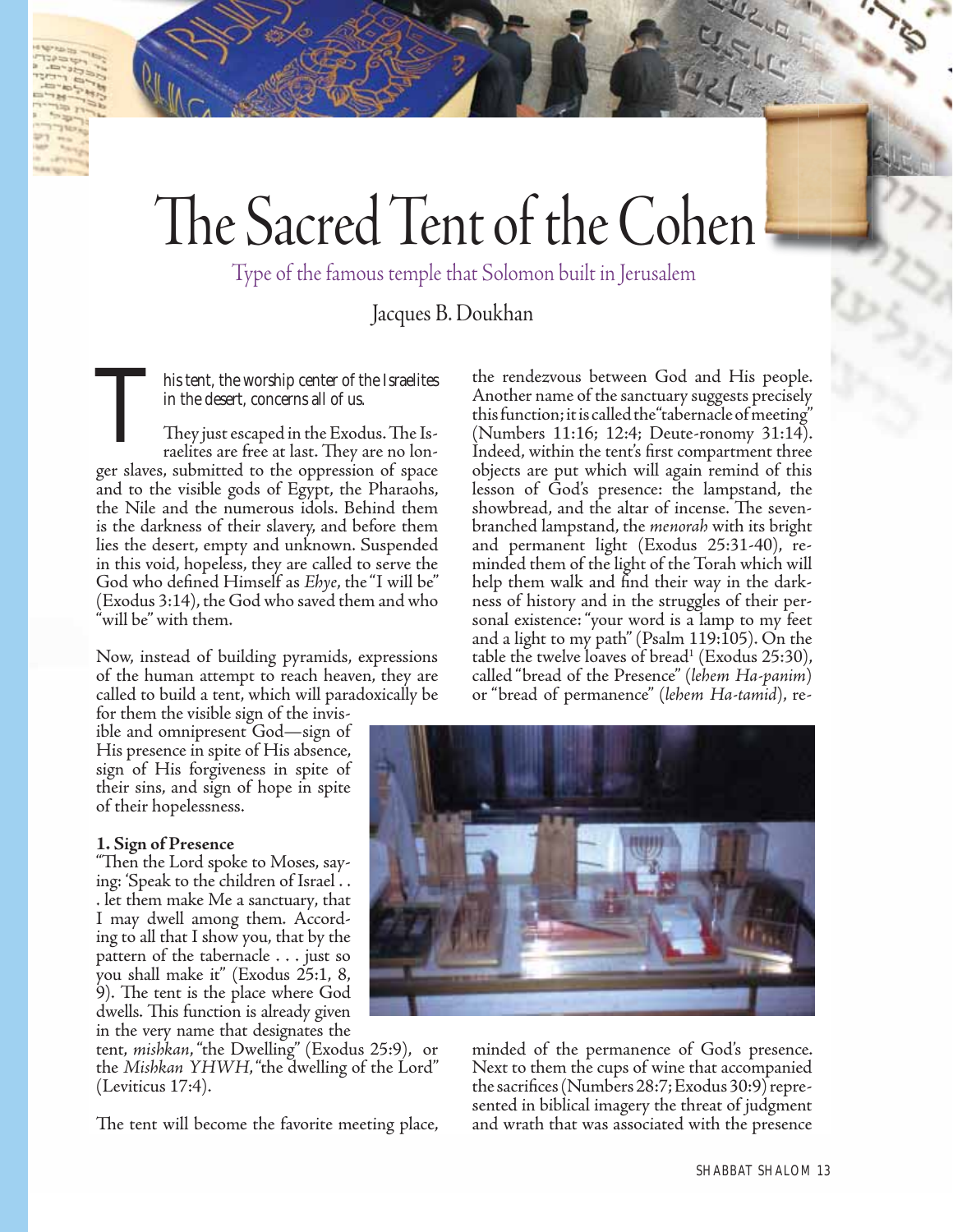# The Sacred Tent of the Cohen

Type of the famous temple that Solomon built in Jerusalem

Jacques B. Doukhan

*This tent, the worship center of the Israelites in the desert, concerns all of us.*

They just escaped in the Exodus. The Israelites are free at last. They are no longer slaves, submitted to the oppression of space and to the visible gods of Egypt, the Pharaohs, the Nile and the numerous idols. Behind them is the darkness of their slavery, and before them lies the desert, empty and unknown. Suspended in this void, hopeless, they are called to serve the God who defined Himself as *Ehye*, the "I will be" (Exodus 3:14), the God who saved them and who "will be" with them.

Now, instead of building pyramids, expressions of the human attempt to reach heaven, they are called to build a tent, which will paradoxically be for them the visible sign of the invisible and omnipresent God—sign of His presence in spite of His absence, sign of His forgiveness in spite of their sins, and sign of hope in spite of their hopelessness.

**1. Sign of Presence**

"Then the Lord spoke to Moses, saying: 'Speak to the children of Israel . . . let them make Me a sanctuary, that I may dwell among them. According to all that I show you, that by the pattern of the tabernacle . . . just so you shall make it" (Exodus 25:1, 8, 9). The tent is the place where God dwells. This function is already given in the very name that designates the tent, *mishkan*, "the Dwelling" (Exodus 25:9), or the *Mishkan YHWH*, "the dwelling of the Lord" (Leviticus 17:4).

The tent will become the favorite meeting place, the rendezvous between God and His people. Another name of the sanctuary suggests precisely this function; it is called the "tabernacle of meeting" (Numbers 11:16; 12:4; Deute-ronomy 31:14). Indeed, within the tent's first compartment three objects are put which will again remind of this lesson of God's presence: the lampstand, the showbread, and the altar of incense. The seven-branched lampstand, the *menorah* with its bright and permanent light (Exodus 25:31-40), reminded them of the light of the Torah which will help them walk and find their way in the darkness of history and in the struggles of their personal existence: "your word is a lamp to my feet and a light to my path" (Psalm 119:105). On the table the twelve loaves of bread[1] (Exodus 25:30), called "bread of the Presence" (*lehem Ha-panim*) or "bread of permanence" (*lehem Ha-tamid*), reminded of the permanence of God's presence. Next to them the cups of wine that accompanied the sacrifices (Numbers 28:7; Exodus 30:9) represented in biblical imagery the threat of judgment and wrath that was associated with the presence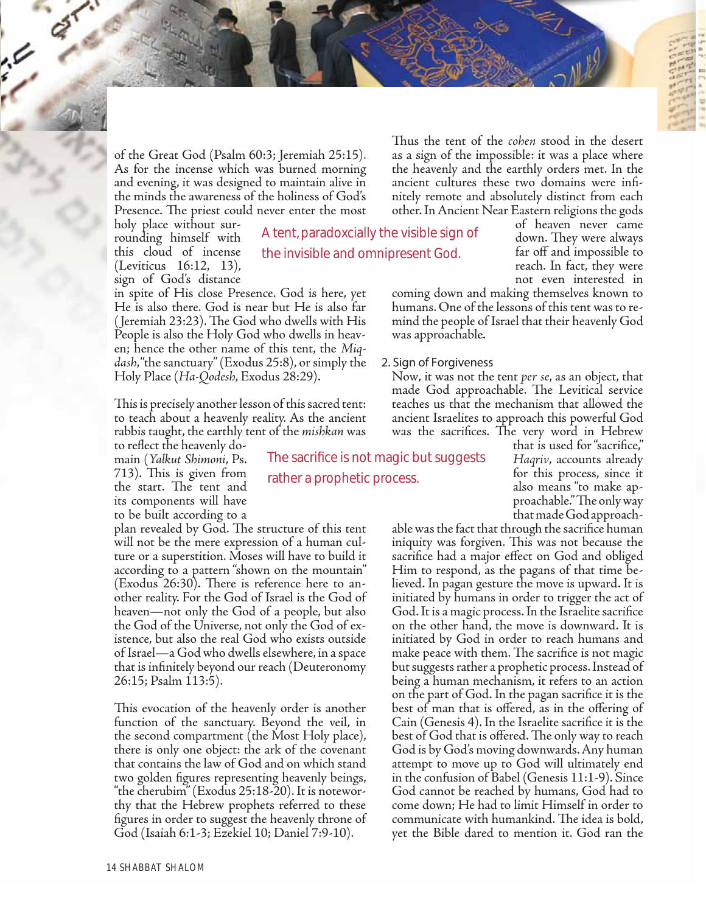of the Great God (Psalm 60:3; Jeremiah 25:15). As for the incense which was burned morning and evening, it was designed to maintain alive in the minds the awareness of the holiness of God's Presence. The priest could never enter the most holy place without surrounding himself with this cloud of incense (Leviticus 16:12, 13), sign of God's distance in spite of His close Presence. God is here, yet He is also there. God is near but He is also far (Jeremiah 23:23). The God who dwells with His People is also the Holy God who dwells in heaven; hence the other name of this tent, the *Miqdash*, "the sanctuary" (Exodus 25:8), or simply the Holy Place (*Ha-Qodesh*, Exodus 28:29).

> A tent, paradoxcially the visible sign of the invisible and omnipresent God.

This is precisely another lesson of this sacred tent: to teach about a heavenly reality. As the ancient rabbis taught, the earthly tent of the *mishkan* was to reflect the heavenly domain (*Yalkut Shimoni*, Ps. 713). This is given from the start. The tent and its components will have to be built according to a plan revealed by God. The structure of this tent will not be the mere expression of a human culture or a superstition. Moses will have to build it according to a pattern "shown on the mountain" (Exodus 26:30). There is reference here to another reality. For the God of Israel is the God of heaven—not only the God of a people, but also the God of the Universe, not only the God of existence, but also the real God who exists outside of Israel—a God who dwells elsewhere, in a space that is infinitely beyond our reach (Deuteronomy 26:15; Psalm 113:5).

This evocation of the heavenly order is another function of the sanctuary. Beyond the veil, in the second compartment (the Most Holy place), there is only one object: the ark of the covenant that contains the law of God and on which stand two golden figures representing heavenly beings, "the cherubim" (Exodus 25:18-20). It is noteworthy that the Hebrew prophets referred to these figures in order to suggest the heavenly throne of God (Isaiah 6:1-3; Ezekiel 10; Daniel 7:9-10).

Thus the tent of the *cohen* stood in the desert as a sign of the impossible: it was a place where the heavenly and the earthly orders met. In the ancient cultures these two domains were infinitely remote and absolutely distinct from each other. In Ancient Near Eastern religions the gods of heaven never came down. They were always far off and impossible to reach. In fact, they were not even interested in coming down and making themselves known to humans. One of the lessons of this tent was to remind the people of Israel that their heavenly God was approachable.

## 2. Sign of Forgiveness

Now, it was not the tent *per se*, as an object, that made God approachable. The Levitical service teaches us that the mechanism that allowed the ancient Israelites to approach this powerful God was the sacrifices. The very word in Hebrew that is used for "sacrifice," *Haqriv*, accounts already for this process, since it also means "to make approachable." The only way that made God approachable was the fact that through the sacrifice human iniquity was forgiven. This was not because the sacrifice had a major effect on God and obliged Him to respond, as the pagans of that time believed. In pagan gesture the move is upward. It is initiated by humans in order to trigger the act of God. It is a magic process. In the Israelite sacrifice on the other hand, the move is downward. It is initiated by God in order to reach humans and make peace with them. The sacrifice is not magic but suggests rather a prophetic process. Instead of being a human mechanism, it refers to an action on the part of God. In the pagan sacrifice it is the best of man that is offered, as in the offering of Cain (Genesis 4). In the Israelite sacrifice it is the best of God that is offered. The only way to reach God is by God's moving downwards. Any human attempt to move up to God will ultimately end in the confusion of Babel (Genesis 11:1-9). Since God cannot be reached by humans, God had to come down; He had to limit Himself in order to communicate with humankind. The idea is bold, yet the Bible dared to mention it. God ran the

> The sacrifice is not magic but suggests rather a prophetic process.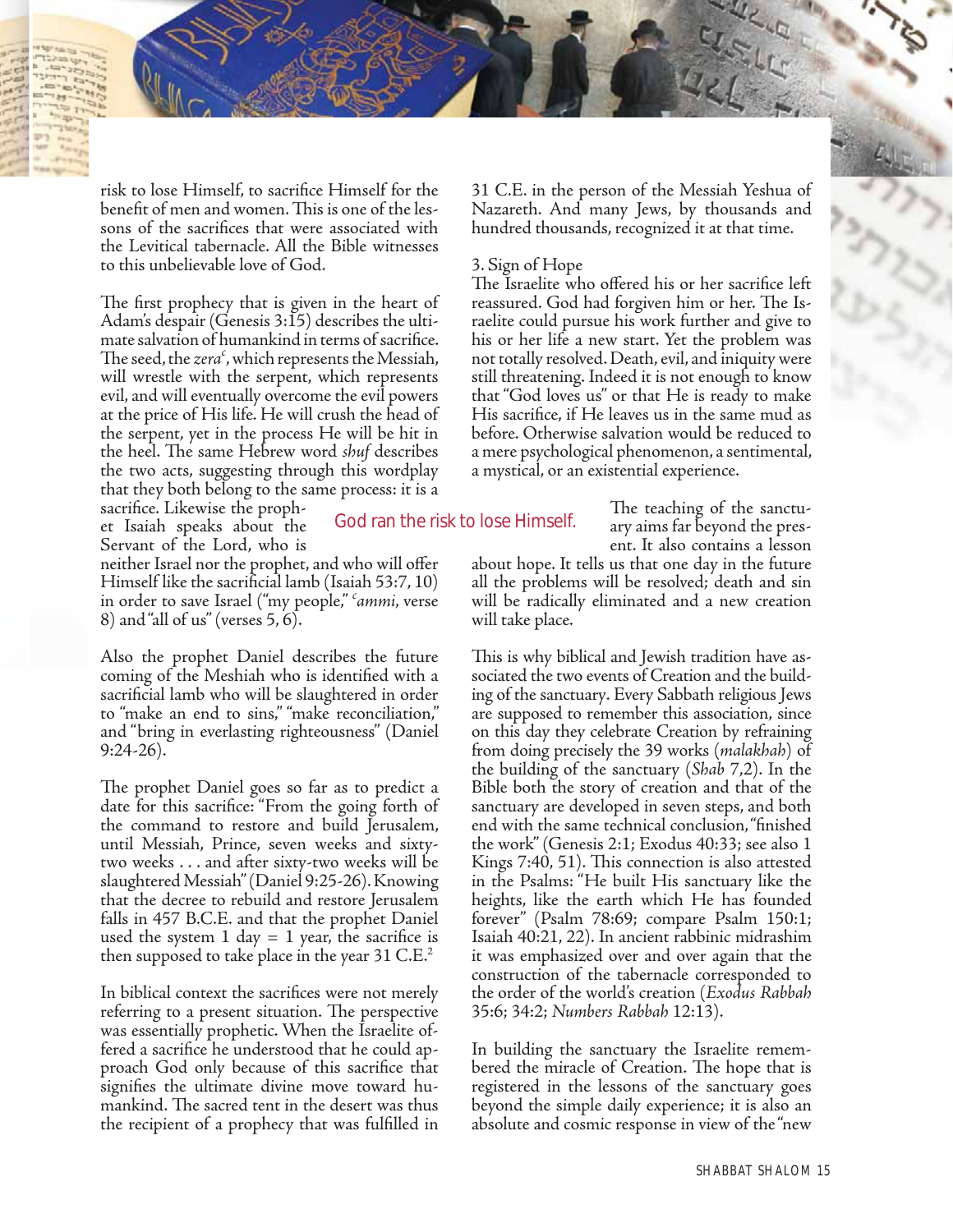risk to lose Himself, to sacrifice Himself for the benefit of men and women. This is one of the lessons of the sacrifices that were associated with the Levitical tabernacle. All the Bible witnesses to this unbelievable love of God.

The first prophecy that is given in the heart of Adam's despair (Genesis 3:15) describes the ultimate salvation of humankind in terms of sacrifice. The seed, the *zera<sup>c</sup>*, which represents the Messiah, will wrestle with the serpent, which represents evil, and will eventually overcome the evil powers at the price of His life. He will crush the head of the serpent, yet in the process He will be hit in the heel. The same Hebrew word *shuf* describes the two acts, suggesting through this wordplay that they both belong to the same process: it is a sacrifice. Likewise the prophet Isaiah speaks about the Servant of the Lord, who is neither Israel nor the prophet, and who will offer Himself like the sacrificial lamb (Isaiah 53:7, 10) in order to save Israel ("my people," *<sup>c</sup>ammi*, verse 8) and "all of us" (verses 5, 6).

God ran the risk to lose Himself.

Also the prophet Daniel describes the future coming of the Meshiah who is identified with a sacrificial lamb who will be slaughtered in order to "make an end to sins," "make reconciliation," and "bring in everlasting righteousness" (Daniel 9:24-26).

The prophet Daniel goes so far as to predict a date for this sacrifice: "From the going forth of the command to restore and build Jerusalem, until Messiah, Prince, seven weeks and sixty-two weeks . . . and after sixty-two weeks will be slaughtered Messiah" (Daniel 9:25-26). Knowing that the decree to rebuild and restore Jerusalem falls in 457 B.C.E. and that the prophet Daniel used the system 1 day = 1 year, the sacrifice is then supposed to take place in the year 31 C.E.[2]

In biblical context the sacrifices were not merely referring to a present situation. The perspective was essentially prophetic. When the Israelite offered a sacrifice he understood that he could approach God only because of this sacrifice that signifies the ultimate divine move toward humankind. The sacred tent in the desert was thus the recipient of a prophecy that was fulfilled in 31 C.E. in the person of the Messiah Yeshua of Nazareth. And many Jews, by thousands and hundred thousands, recognized it at that time.

3. Sign of Hope

The Israelite who offered his or her sacrifice left reassured. God had forgiven him or her. The Israelite could pursue his work further and give to his or her life a new start. Yet the problem was not totally resolved. Death, evil, and iniquity were still threatening. Indeed it is not enough to know that "God loves us" or that He is ready to make His sacrifice, if He leaves us in the same mud as before. Otherwise salvation would be reduced to a mere psychological phenomenon, a sentimental, a mystical, or an existential experience.

The teaching of the sanctuary aims far beyond the present. It also contains a lesson about hope. It tells us that one day in the future all the problems will be resolved; death and sin will be radically eliminated and a new creation will take place.

This is why biblical and Jewish tradition have associated the two events of Creation and the building of the sanctuary. Every Sabbath religious Jews are supposed to remember this association, since on this day they celebrate Creation by refraining from doing precisely the 39 works (*malakhah*) of the building of the sanctuary (*Shab* 7,2). In the Bible both the story of creation and that of the sanctuary are developed in seven steps, and both end with the same technical conclusion, "finished the work" (Genesis 2:1; Exodus 40:33; see also 1 Kings 7:40, 51). This connection is also attested in the Psalms: "He built His sanctuary like the heights, like the earth which He has founded forever" (Psalm 78:69; compare Psalm 150:1; Isaiah 40:21, 22). In ancient rabbinic midrashim it was emphasized over and over again that the construction of the tabernacle corresponded to the order of the world's creation (*Exodus Rabbah* 35:6; 34:2; *Numbers Rabbah* 12:13).

In building the sanctuary the Israelite remembered the miracle of Creation. The hope that is registered in the lessons of the sanctuary goes beyond the simple daily experience; it is also an absolute and cosmic response in view of the "new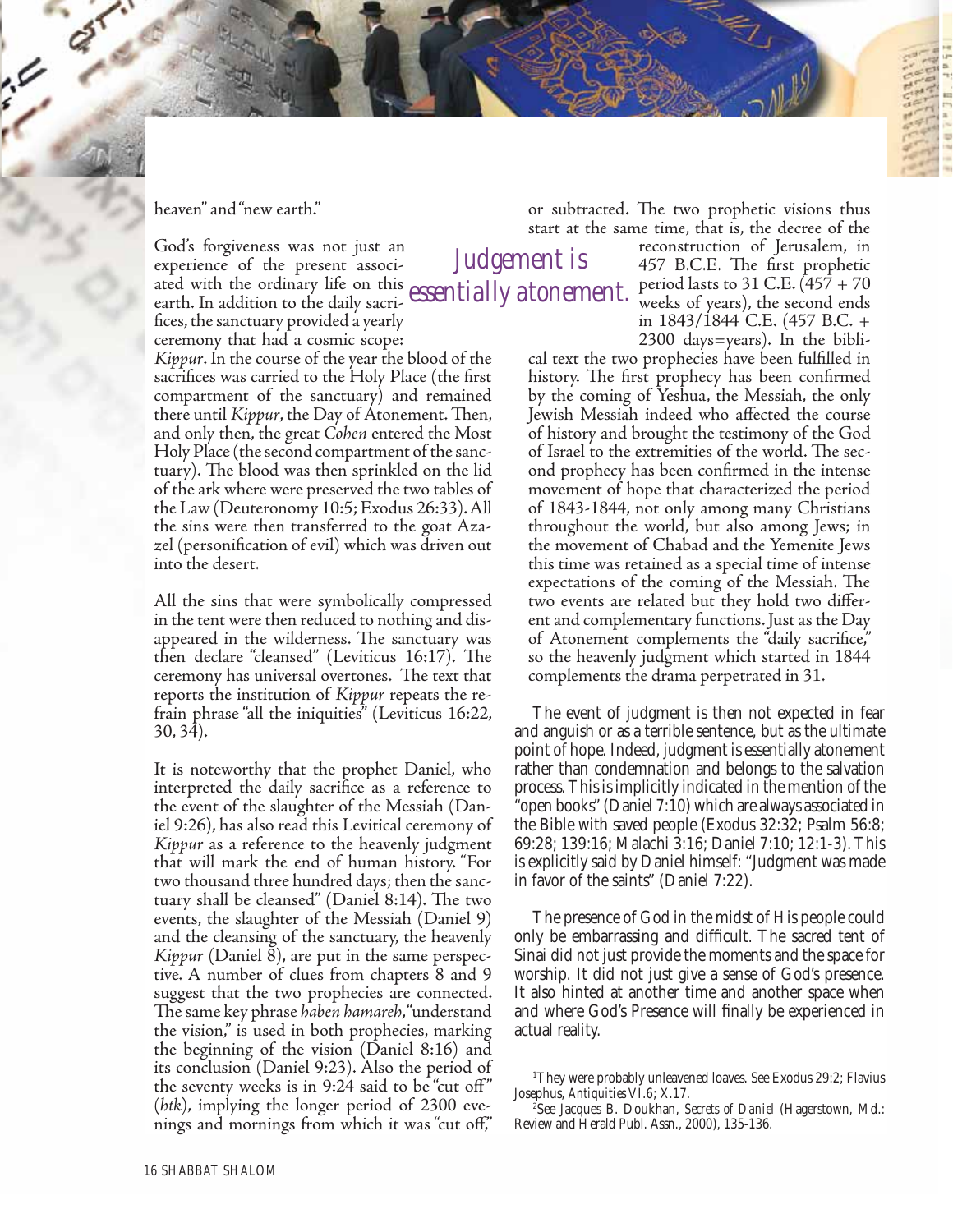heaven" and "new earth."

God's forgiveness was not just an experience of the present associated with the ordinary life on this earth. In addition to the daily sacrifices, the sanctuary provided a yearly ceremony that had a cosmic scope: *Kippur*. In the course of the year the blood of the sacrifices was carried to the Holy Place (the first compartment of the sanctuary) and remained there until *Kippur*, the Day of Atonement. Then, and only then, the great *Cohen* entered the Most Holy Place (the second compartment of the sanctuary). The blood was then sprinkled on the lid of the ark where were preserved the two tables of the Law (Deuteronomy 10:5; Exodus 26:33). All the sins were then transferred to the goat Azazel (personification of evil) which was driven out into the desert.

All the sins that were symbolically compressed in the tent were then reduced to nothing and disappeared in the wilderness. The sanctuary was then declare "cleansed" (Leviticus 16:17). The ceremony has universal overtones. The text that reports the institution of *Kippur* repeats the refrain phrase "all the iniquities" (Leviticus 16:22, 30, 34).

It is noteworthy that the prophet Daniel, who interpreted the daily sacrifice as a reference to the event of the slaughter of the Messiah (Daniel 9:26), has also read this Levitical ceremony of *Kippur* as a reference to the heavenly judgment that will mark the end of human history. "For two thousand three hundred days; then the sanctuary shall be cleansed" (Daniel 8:14). The two events, the slaughter of the Messiah (Daniel 9) and the cleansing of the sanctuary, the heavenly *Kippur* (Daniel 8), are put in the same perspective. A number of clues from chapters 8 and 9 suggest that the two prophecies are connected. The same key phrase *haben hamareh*, "understand the vision," is used in both prophecies, marking the beginning of the vision (Daniel 8:16) and its conclusion (Daniel 9:23). Also the period of the seventy weeks is in 9:24 said to be "cut off" (*htk*), implying the longer period of 2300 evenings and mornings from which it was "cut off," or subtracted. The two prophetic visions thus start at the same time, that is, the decree of the reconstruction of Jerusalem, in 457 B.C.E. The first prophetic period lasts to 31 C.E. (457 + 70 weeks of years), the second ends in 1843/1844 C.E. (457 B.C. + 2300 days=years). In the biblical text the two prophecies have been fulfilled in history. The first prophecy has been confirmed by the coming of Yeshua, the Messiah, the only Jewish Messiah indeed who affected the course of history and brought the testimony of the God of Israel to the extremities of the world. The second prophecy has been confirmed in the intense movement of hope that characterized the period of 1843-1844, not only among many Christians throughout the world, but also among Jews; in the movement of Chabad and the Yemenite Jews this time was retained as a special time of intense expectations of the coming of the Messiah. The two events are related but they hold two different and complementary functions. Just as the Day of Atonement complements the "daily sacrifice," so the heavenly judgment which started in 1844 complements the drama perpetrated in 31.

*Judgement is essentially atonement.*

The event of judgment is then not expected in fear and anguish or as a terrible sentence, but as the ultimate point of hope. Indeed, judgment is essentially atonement rather than condemnation and belongs to the salvation process. This is implicitly indicated in the mention of the "open books" (Daniel 7:10) which are always associated in the Bible with saved people (Exodus 32:32; Psalm 56:8; 69:28; 139:16; Malachi 3:16; Daniel 7:10; 12:1-3). This is explicitly said by Daniel himself: "Judgment was made in favor of the saints" (Daniel 7:22).

The presence of God in the midst of His people could only be embarrassing and difficult. The sacred tent of Sinai did not just provide the moments and the space for worship. It did not just give a sense of God's presence. It also hinted at another time and another space when and where God's Presence will finally be experienced in actual reality.

[1]They were probably unleavened loaves. See Exodus 29:2; Flavius Josephus, *Antiquities* VI.6; X.17.

[2]See Jacques B. Doukhan, *Secrets of Daniel* (Hagerstown, Md.: Review and Herald Publ. Assn., 2000), 135-136.